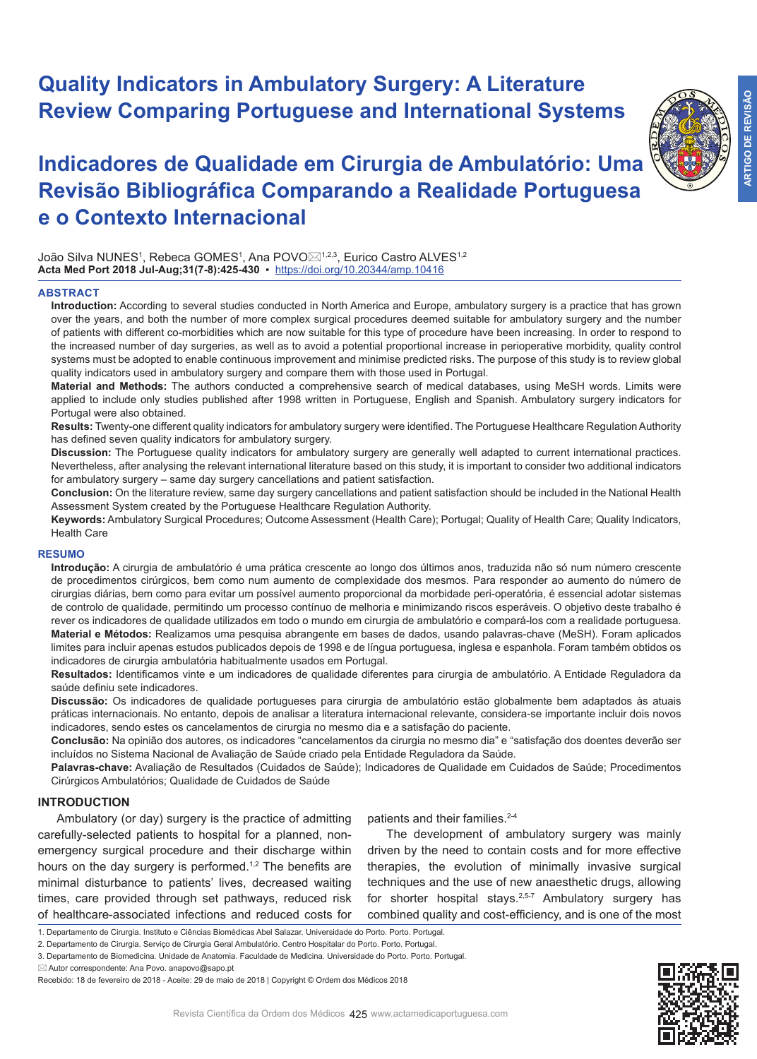# Quality Indicators in Ambulatory Surgery: A Literature Review Comparing Portuguese and International Systems

# Indicadores de Qualidade em Cirurgia de Ambulatório: Uma Revisão Bibliográfica Comparando a Realidade Portuguesa e o Contexto Internacional

João Silva NUNES[1], Rebeca GOMES[1], Ana POVO✉[1,2,3], Eurico Castro ALVES[1,2]

**Acta Med Port 2018 Jul-Aug;31(7-8):425-430** ▪ https://doi.org/10.20344/amp.10416

## ABSTRACT

**Introduction:** According to several studies conducted in North America and Europe, ambulatory surgery is a practice that has grown over the years, and both the number of more complex surgical procedures deemed suitable for ambulatory surgery and the number of patients with different co-morbidities which are now suitable for this type of procedure have been increasing. In order to respond to the increased number of day surgeries, as well as to avoid a potential proportional increase in perioperative morbidity, quality control systems must be adopted to enable continuous improvement and minimise predicted risks. The purpose of this study is to review global quality indicators used in ambulatory surgery and compare them with those used in Portugal.

**Material and Methods:** The authors conducted a comprehensive search of medical databases, using MeSH words. Limits were applied to include only studies published after 1998 written in Portuguese, English and Spanish. Ambulatory surgery indicators for Portugal were also obtained.

**Results:** Twenty-one different quality indicators for ambulatory surgery were identified. The Portuguese Healthcare Regulation Authority has defined seven quality indicators for ambulatory surgery.

**Discussion:** The Portuguese quality indicators for ambulatory surgery are generally well adapted to current international practices. Nevertheless, after analysing the relevant international literature based on this study, it is important to consider two additional indicators for ambulatory surgery – same day surgery cancellations and patient satisfaction.

**Conclusion:** On the literature review, same day surgery cancellations and patient satisfaction should be included in the National Health Assessment System created by the Portuguese Healthcare Regulation Authority.

**Keywords:** Ambulatory Surgical Procedures; Outcome Assessment (Health Care); Portugal; Quality of Health Care; Quality Indicators, Health Care

## RESUMO

**Introdução:** A cirurgia de ambulatório é uma prática crescente ao longo dos últimos anos, traduzida não só num número crescente de procedimentos cirúrgicos, bem como num aumento de complexidade dos mesmos. Para responder ao aumento do número de cirurgias diárias, bem como para evitar um possível aumento proporcional da morbidade peri-operatória, é essencial adotar sistemas de controlo de qualidade, permitindo um processo contínuo de melhoria e minimizando riscos esperáveis. O objetivo deste trabalho é rever os indicadores de qualidade utilizados em todo o mundo em cirurgia de ambulatório e compará-los com a realidade portuguesa.

**Material e Métodos:** Realizamos uma pesquisa abrangente em bases de dados, usando palavras-chave (MeSH). Foram aplicados limites para incluir apenas estudos publicados depois de 1998 e de língua portuguesa, inglesa e espanhola. Foram também obtidos os indicadores de cirurgia ambulatória habitualmente usados em Portugal.

**Resultados:** Identificamos vinte e um indicadores de qualidade diferentes para cirurgia de ambulatório. A Entidade Reguladora da saúde definiu sete indicadores.

**Discussão:** Os indicadores de qualidade portugueses para cirurgia de ambulatório estão globalmente bem adaptados às atuais práticas internacionais. No entanto, depois de analisar a literatura internacional relevante, considera-se importante incluir dois novos indicadores, sendo estes os cancelamentos de cirurgia no mesmo dia e a satisfação do paciente.

**Conclusão:** Na opinião dos autores, os indicadores "cancelamentos da cirurgia no mesmo dia" e "satisfação dos doentes deverão ser incluídos no Sistema Nacional de Avaliação de Saúde criado pela Entidade Reguladora da Saúde.

**Palavras-chave:** Avaliação de Resultados (Cuidados de Saúde); Indicadores de Qualidade em Cuidados de Saúde; Procedimentos Cirúrgicos Ambulatórios; Qualidade de Cuidados de Saúde

## INTRODUCTION

Ambulatory (or day) surgery is the practice of admitting carefully-selected patients to hospital for a planned, non-emergency surgical procedure and their discharge within hours on the day surgery is performed.[1,2] The benefits are minimal disturbance to patients' lives, decreased waiting times, care provided through set pathways, reduced risk of healthcare-associated infections and reduced costs for patients and their families.[2-4]

The development of ambulatory surgery was mainly driven by the need to contain costs and for more effective therapies, the evolution of minimally invasive surgical techniques and the use of new anaesthetic drugs, allowing for shorter hospital stays.[2,5-7] Ambulatory surgery has combined quality and cost-efficiency, and is one of the most

1. Departamento de Cirurgia. Instituto e Ciências Biomédicas Abel Salazar. Universidade do Porto. Porto. Portugal.
2. Departamento de Cirurgia. Serviço de Cirurgia Geral Ambulatório. Centro Hospitalar do Porto. Porto. Portugal.
3. Departamento de Biomedicina. Unidade de Anatomia. Faculdade de Medicina. Universidade do Porto. Porto. Portugal.

✉ Autor correspondente: Ana Povo. anapovo@sapo.pt

Recebido: 18 de fevereiro de 2018 - Aceite: 29 de maio de 2018 | Copyright © Ordem dos Médicos 2018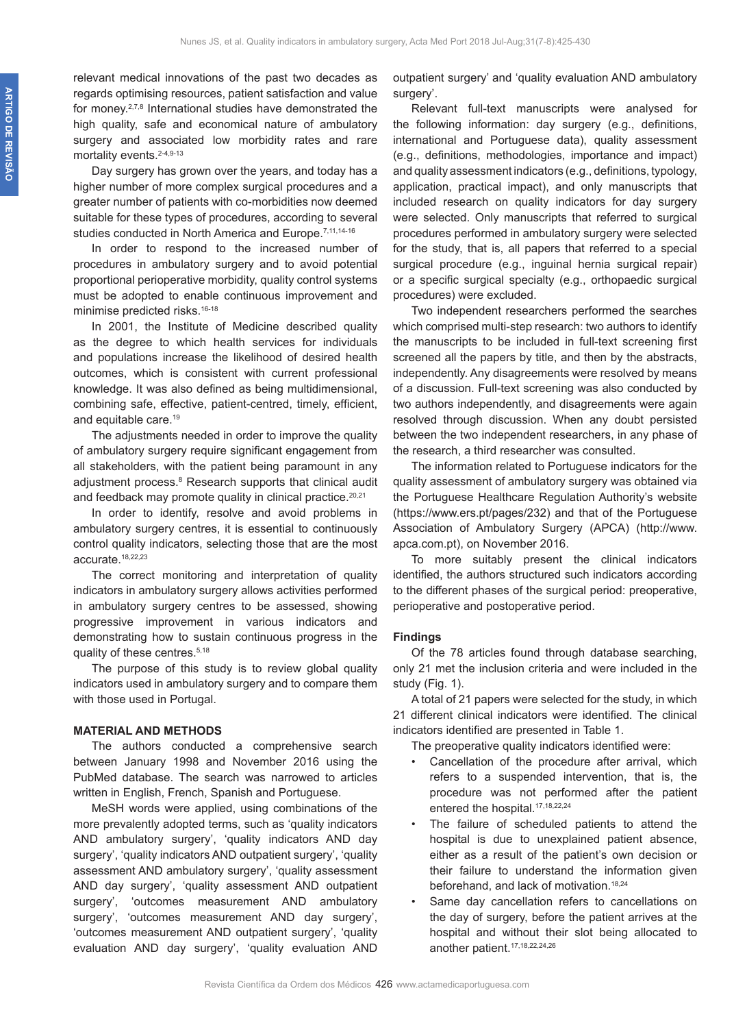relevant medical innovations of the past two decades as regards optimising resources, patient satisfaction and value for money.[2,7,8] International studies have demonstrated the high quality, safe and economical nature of ambulatory surgery and associated low morbidity rates and rare mortality events.[2-4,9-13]

Day surgery has grown over the years, and today has a higher number of more complex surgical procedures and a greater number of patients with co-morbidities now deemed suitable for these types of procedures, according to several studies conducted in North America and Europe.[7,11,14-16]

In order to respond to the increased number of procedures in ambulatory surgery and to avoid potential proportional perioperative morbidity, quality control systems must be adopted to enable continuous improvement and minimise predicted risks.[16-18]

In 2001, the Institute of Medicine described quality as the degree to which health services for individuals and populations increase the likelihood of desired health outcomes, which is consistent with current professional knowledge. It was also defined as being multidimensional, combining safe, effective, patient-centred, timely, efficient, and equitable care.[19]

The adjustments needed in order to improve the quality of ambulatory surgery require significant engagement from all stakeholders, with the patient being paramount in any adjustment process.[8] Research supports that clinical audit and feedback may promote quality in clinical practice.[20,21]

In order to identify, resolve and avoid problems in ambulatory surgery centres, it is essential to continuously control quality indicators, selecting those that are the most accurate.[18,22,23]

The correct monitoring and interpretation of quality indicators in ambulatory surgery allows activities performed in ambulatory surgery centres to be assessed, showing progressive improvement in various indicators and demonstrating how to sustain continuous progress in the quality of these centres.[5,18]

The purpose of this study is to review global quality indicators used in ambulatory surgery and to compare them with those used in Portugal.

## MATERIAL AND METHODS

The authors conducted a comprehensive search between January 1998 and November 2016 using the PubMed database. The search was narrowed to articles written in English, French, Spanish and Portuguese.

MeSH words were applied, using combinations of the more prevalently adopted terms, such as 'quality indicators AND ambulatory surgery', 'quality indicators AND day surgery', 'quality indicators AND outpatient surgery', 'quality assessment AND ambulatory surgery', 'quality assessment AND day surgery', 'quality assessment AND outpatient surgery', 'outcomes measurement AND ambulatory surgery', 'outcomes measurement AND day surgery', 'outcomes measurement AND outpatient surgery', 'quality evaluation AND day surgery', 'quality evaluation AND outpatient surgery' and 'quality evaluation AND ambulatory surgery'.

Relevant full-text manuscripts were analysed for the following information: day surgery (e.g., definitions, international and Portuguese data), quality assessment (e.g., definitions, methodologies, importance and impact) and quality assessment indicators (e.g., definitions, typology, application, practical impact), and only manuscripts that included research on quality indicators for day surgery were selected. Only manuscripts that referred to surgical procedures performed in ambulatory surgery were selected for the study, that is, all papers that referred to a special surgical procedure (e.g., inguinal hernia surgical repair) or a specific surgical specialty (e.g., orthopaedic surgical procedures) were excluded.

Two independent researchers performed the searches which comprised multi-step research: two authors to identify the manuscripts to be included in full-text screening first screened all the papers by title, and then by the abstracts, independently. Any disagreements were resolved by means of a discussion. Full-text screening was also conducted by two authors independently, and disagreements were again resolved through discussion. When any doubt persisted between the two independent researchers, in any phase of the research, a third researcher was consulted.

The information related to Portuguese indicators for the quality assessment of ambulatory surgery was obtained via the Portuguese Healthcare Regulation Authority's website (https://www.ers.pt/pages/232) and that of the Portuguese Association of Ambulatory Surgery (APCA) (http://www.apca.com.pt), on November 2016.

To more suitably present the clinical indicators identified, the authors structured such indicators according to the different phases of the surgical period: preoperative, perioperative and postoperative period.

### Findings

Of the 78 articles found through database searching, only 21 met the inclusion criteria and were included in the study (Fig. 1).

A total of 21 papers were selected for the study, in which 21 different clinical indicators were identified. The clinical indicators identified are presented in Table 1.

The preoperative quality indicators identified were:

- Cancellation of the procedure after arrival, which refers to a suspended intervention, that is, the procedure was not performed after the patient entered the hospital.[17,18,22,24]
- The failure of scheduled patients to attend the hospital is due to unexplained patient absence, either as a result of the patient's own decision or their failure to understand the information given beforehand, and lack of motivation.[18,24]
- Same day cancellation refers to cancellations on the day of surgery, before the patient arrives at the hospital and without their slot being allocated to another patient.[17,18,22,24,26]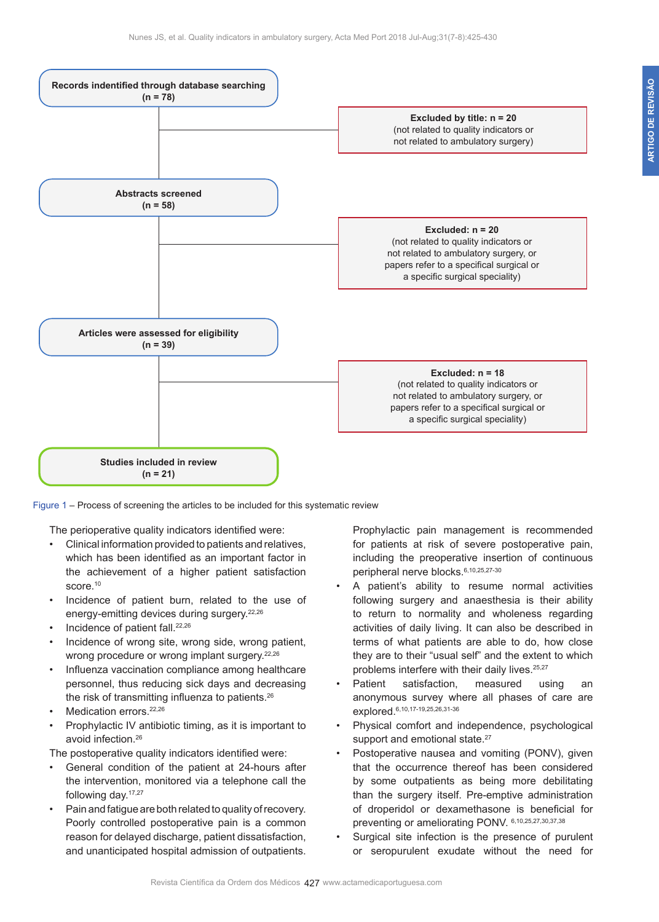Records indentified through database searching
(n = 78)

Excluded by title: n = 20
(not related to quality indicators or not related to ambulatory surgery)

Abstracts screened
(n = 58)

Excluded: n = 20
(not related to quality indicators or not related to ambulatory surgery, or papers refer to a specifical surgical or a specific surgical speciality)

Articles were assessed for eligibility
(n = 39)

Excluded: n = 18
(not related to quality indicators or not related to ambulatory surgery, or papers refer to a specifical surgical or a specific surgical speciality)

Studies included in review
(n = 21)

Figure 1 – Process of screening the articles to be included for this systematic review

The perioperative quality indicators identified were:

- Clinical information provided to patients and relatives, which has been identified as an important factor in the achievement of a higher patient satisfaction score.[10]
- Incidence of patient burn, related to the use of energy-emitting devices during surgery.[22,26]
- Incidence of patient fall.[22,26]
- Incidence of wrong site, wrong side, wrong patient, wrong procedure or wrong implant surgery.[22,26]
- Influenza vaccination compliance among healthcare personnel, thus reducing sick days and decreasing the risk of transmitting influenza to patients.[26]
- Medication errors.[22,26]
- Prophylactic IV antibiotic timing, as it is important to avoid infection.[26]

The postoperative quality indicators identified were:

- General condition of the patient at 24-hours after the intervention, monitored via a telephone call the following day.[17,27]
- Pain and fatigue are both related to quality of recovery. Poorly controlled postoperative pain is a common reason for delayed discharge, patient dissatisfaction, and unanticipated hospital admission of outpatients. Prophylactic pain management is recommended for patients at risk of severe postoperative pain, including the preoperative insertion of continuous peripheral nerve blocks.[6,10,25,27-30]
- A patient's ability to resume normal activities following surgery and anaesthesia is their ability to return to normality and wholeness regarding activities of daily living. It can also be described in terms of what patients are able to do, how close they are to their "usual self" and the extent to which problems interfere with their daily lives.[25,27]
- Patient satisfaction, measured using an anonymous survey where all phases of care are explored.[6,10,17-19,25,26,31-36]
- Physical comfort and independence, psychological support and emotional state.[27]
- Postoperative nausea and vomiting (PONV), given that the occurrence thereof has been considered by some outpatients as being more debilitating than the surgery itself. Pre-emptive administration of droperidol or dexamethasone is beneficial for preventing or ameliorating PONV. [6,10,25,27,30,37,38]
- Surgical site infection is the presence of purulent or seropurulent exudate without the need for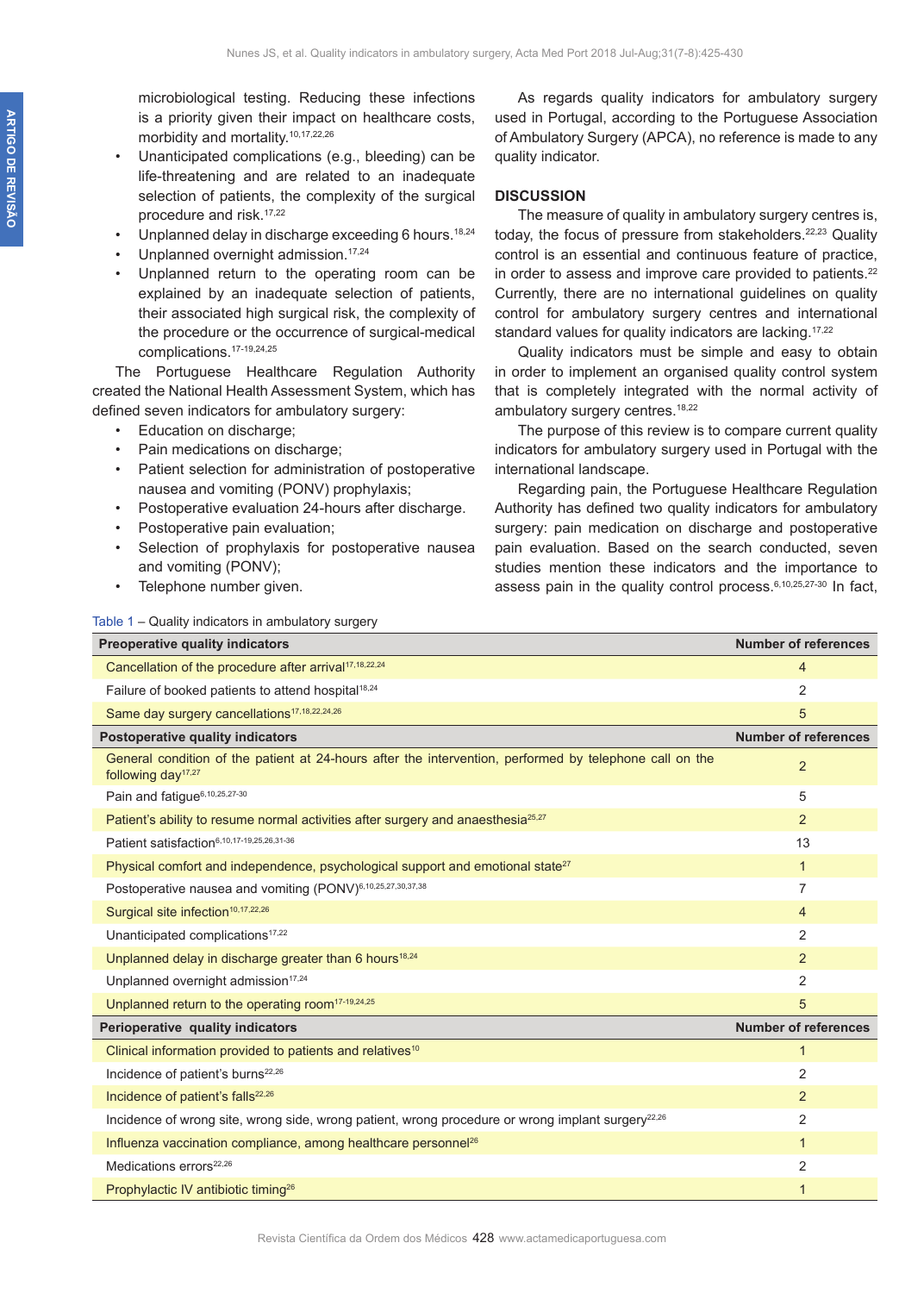microbiological testing. Reducing these infections is a priority given their impact on healthcare costs, morbidity and mortality.[10,17,22,26]

- Unanticipated complications (e.g., bleeding) can be life-threatening and are related to an inadequate selection of patients, the complexity of the surgical procedure and risk.[17,22]
- Unplanned delay in discharge exceeding 6 hours.[18,24]
- Unplanned overnight admission.[17,24]
- Unplanned return to the operating room can be explained by an inadequate selection of patients, their associated high surgical risk, the complexity of the procedure or the occurrence of surgical-medical complications.[17-19,24,25]

The Portuguese Healthcare Regulation Authority created the National Health Assessment System, which has defined seven indicators for ambulatory surgery:

- Education on discharge;
- Pain medications on discharge;
- Patient selection for administration of postoperative nausea and vomiting (PONV) prophylaxis;
- Postoperative evaluation 24-hours after discharge.
- Postoperative pain evaluation;
- Selection of prophylaxis for postoperative nausea and vomiting (PONV);
- Telephone number given.

As regards quality indicators for ambulatory surgery used in Portugal, according to the Portuguese Association of Ambulatory Surgery (APCA), no reference is made to any quality indicator.

## DISCUSSION

The measure of quality in ambulatory surgery centres is, today, the focus of pressure from stakeholders.[22,23] Quality control is an essential and continuous feature of practice, in order to assess and improve care provided to patients.[22] Currently, there are no international guidelines on quality control for ambulatory surgery centres and international standard values for quality indicators are lacking.[17,22]

Quality indicators must be simple and easy to obtain in order to implement an organised quality control system that is completely integrated with the normal activity of ambulatory surgery centres.[18,22]

The purpose of this review is to compare current quality indicators for ambulatory surgery used in Portugal with the international landscape.

Regarding pain, the Portuguese Healthcare Regulation Authority has defined two quality indicators for ambulatory surgery: pain medication on discharge and postoperative pain evaluation. Based on the search conducted, seven studies mention these indicators and the importance to assess pain in the quality control process.[6,10,25,27-30] In fact,

Table 1 – Quality indicators in ambulatory surgery

| Preoperative quality indicators | Number of references |
|---|---|
| Cancellation of the procedure after arrival[17,18,22,24] | 4 |
| Failure of booked patients to attend hospital[18,24] | 2 |
| Same day surgery cancellations[17,18,22,24,26] | 5 |
| **Postoperative quality indicators** | **Number of references** |
| General condition of the patient at 24-hours after the intervention, performed by telephone call on the following day[17,27] | 2 |
| Pain and fatigue[6,10,25,27-30] | 5 |
| Patient's ability to resume normal activities after surgery and anaesthesia[25,27] | 2 |
| Patient satisfaction[6,10,17-19,25,26,31-36] | 13 |
| Physical comfort and independence, psychological support and emotional state[27] | 1 |
| Postoperative nausea and vomiting (PONV)[6,10,25,27,30,37,38] | 7 |
| Surgical site infection[10,17,22,26] | 4 |
| Unanticipated complications[17,22] | 2 |
| Unplanned delay in discharge greater than 6 hours[18,24] | 2 |
| Unplanned overnight admission[17,24] | 2 |
| Unplanned return to the operating room[17-19,24,25] | 5 |
| **Perioperative quality indicators** | **Number of references** |
| Clinical information provided to patients and relatives[10] | 1 |
| Incidence of patient's burns[22,26] | 2 |
| Incidence of patient's falls[22,26] | 2 |
| Incidence of wrong site, wrong side, wrong patient, wrong procedure or wrong implant surgery[22,26] | 2 |
| Influenza vaccination compliance, among healthcare personnel[26] | 1 |
| Medications errors[22,26] | 2 |
| Prophylactic IV antibiotic timing[26] | 1 |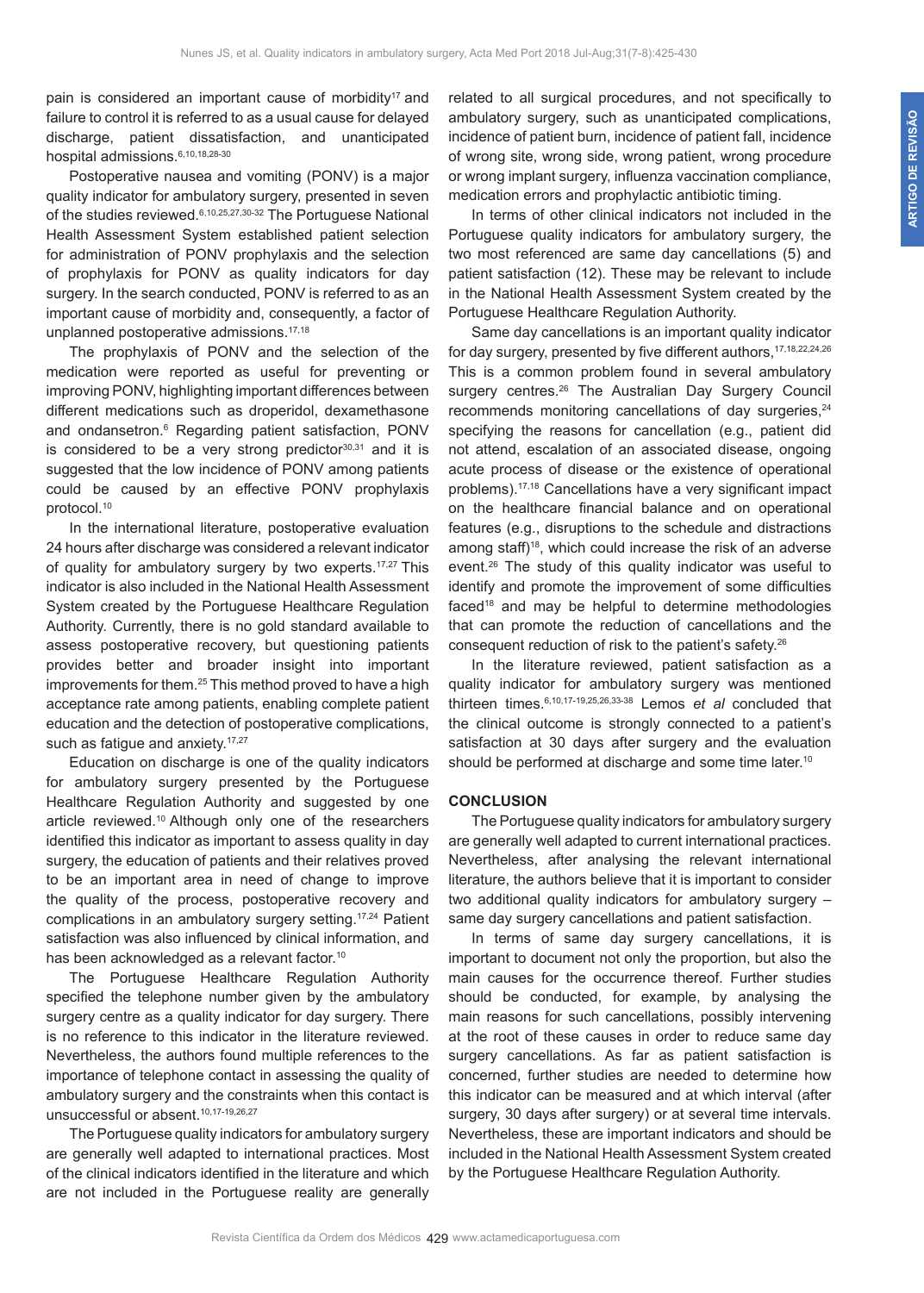pain is considered an important cause of morbidity[17] and failure to control it is referred to as a usual cause for delayed discharge, patient dissatisfaction, and unanticipated hospital admissions.[6,10,18,28-30]

Postoperative nausea and vomiting (PONV) is a major quality indicator for ambulatory surgery, presented in seven of the studies reviewed.[6,10,25,27,30-32] The Portuguese National Health Assessment System established patient selection for administration of PONV prophylaxis and the selection of prophylaxis for PONV as quality indicators for day surgery. In the search conducted, PONV is referred to as an important cause of morbidity and, consequently, a factor of unplanned postoperative admissions.[17,18]

The prophylaxis of PONV and the selection of the medication were reported as useful for preventing or improving PONV, highlighting important differences between different medications such as droperidol, dexamethasone and ondansetron.[6] Regarding patient satisfaction, PONV is considered to be a very strong predictor[30,31] and it is suggested that the low incidence of PONV among patients could be caused by an effective PONV prophylaxis protocol.[10]

In the international literature, postoperative evaluation 24 hours after discharge was considered a relevant indicator of quality for ambulatory surgery by two experts.[17,27] This indicator is also included in the National Health Assessment System created by the Portuguese Healthcare Regulation Authority. Currently, there is no gold standard available to assess postoperative recovery, but questioning patients provides better and broader insight into important improvements for them.[25] This method proved to have a high acceptance rate among patients, enabling complete patient education and the detection of postoperative complications, such as fatigue and anxiety.[17,27]

Education on discharge is one of the quality indicators for ambulatory surgery presented by the Portuguese Healthcare Regulation Authority and suggested by one article reviewed.[10] Although only one of the researchers identified this indicator as important to assess quality in day surgery, the education of patients and their relatives proved to be an important area in need of change to improve the quality of the process, postoperative recovery and complications in an ambulatory surgery setting.[17,24] Patient satisfaction was also influenced by clinical information, and has been acknowledged as a relevant factor.[10]

The Portuguese Healthcare Regulation Authority specified the telephone number given by the ambulatory surgery centre as a quality indicator for day surgery. There is no reference to this indicator in the literature reviewed. Nevertheless, the authors found multiple references to the importance of telephone contact in assessing the quality of ambulatory surgery and the constraints when this contact is unsuccessful or absent.[10,17-19,26,27]

The Portuguese quality indicators for ambulatory surgery are generally well adapted to international practices. Most of the clinical indicators identified in the literature and which are not included in the Portuguese reality are generally related to all surgical procedures, and not specifically to ambulatory surgery, such as unanticipated complications, incidence of patient burn, incidence of patient fall, incidence of wrong site, wrong side, wrong patient, wrong procedure or wrong implant surgery, influenza vaccination compliance, medication errors and prophylactic antibiotic timing.

In terms of other clinical indicators not included in the Portuguese quality indicators for ambulatory surgery, the two most referenced are same day cancellations (5) and patient satisfaction (12). These may be relevant to include in the National Health Assessment System created by the Portuguese Healthcare Regulation Authority.

Same day cancellations is an important quality indicator for day surgery, presented by five different authors,[17,18,22,24,26] This is a common problem found in several ambulatory surgery centres.[26] The Australian Day Surgery Council recommends monitoring cancellations of day surgeries,[24] specifying the reasons for cancellation (e.g., patient did not attend, escalation of an associated disease, ongoing acute process of disease or the existence of operational problems).[17,18] Cancellations have a very significant impact on the healthcare financial balance and on operational features (e.g., disruptions to the schedule and distractions among staff)[18], which could increase the risk of an adverse event.[26] The study of this quality indicator was useful to identify and promote the improvement of some difficulties faced[18] and may be helpful to determine methodologies that can promote the reduction of cancellations and the consequent reduction of risk to the patient's safety.[26]

In the literature reviewed, patient satisfaction as a quality indicator for ambulatory surgery was mentioned thirteen times.[6,10,17-19,25,26,33-38] Lemos *et al* concluded that the clinical outcome is strongly connected to a patient's satisfaction at 30 days after surgery and the evaluation should be performed at discharge and some time later.[10]

## CONCLUSION

The Portuguese quality indicators for ambulatory surgery are generally well adapted to current international practices. Nevertheless, after analysing the relevant international literature, the authors believe that it is important to consider two additional quality indicators for ambulatory surgery – same day surgery cancellations and patient satisfaction.

In terms of same day surgery cancellations, it is important to document not only the proportion, but also the main causes for the occurrence thereof. Further studies should be conducted, for example, by analysing the main reasons for such cancellations, possibly intervening at the root of these causes in order to reduce same day surgery cancellations. As far as patient satisfaction is concerned, further studies are needed to determine how this indicator can be measured and at which interval (after surgery, 30 days after surgery) or at several time intervals. Nevertheless, these are important indicators and should be included in the National Health Assessment System created by the Portuguese Healthcare Regulation Authority.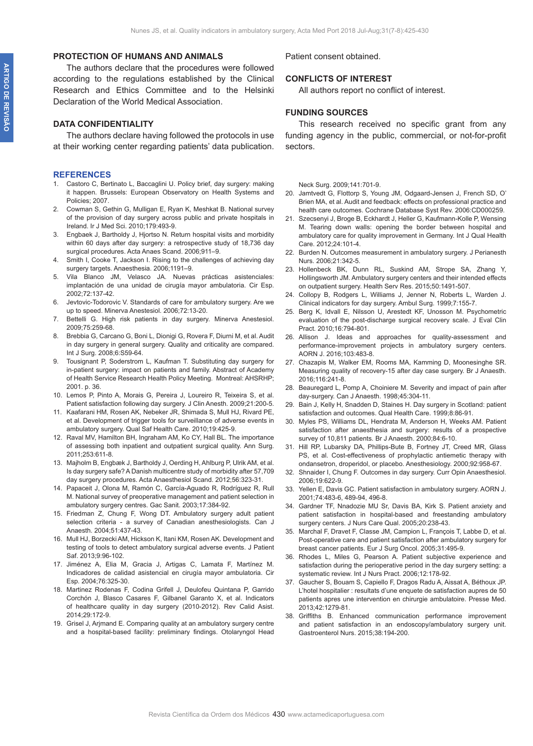## PROTECTION OF HUMANS AND ANIMALS

The authors declare that the procedures were followed according to the regulations established by the Clinical Research and Ethics Committee and to the Helsinki Declaration of the World Medical Association.

## DATA CONFIDENTIALITY

The authors declare having followed the protocols in use at their working center regarding patients' data publication. Patient consent obtained.

## CONFLICTS OF INTEREST

All authors report no conflict of interest.

## FUNDING SOURCES

This research received no specific grant from any funding agency in the public, commercial, or not-for-profit sectors.

## REFERENCES

1. Castoro C, Bertinato L, Baccaglini U. Policy brief, day surgery: making it happen. Brussels: European Observatory on Health Systems and Policies; 2007.
2. Cowman S, Gethin G, Mulligan E, Ryan K, Meshkat B. National survey of the provision of day surgery across public and private hospitals in Ireland. Ir J Med Sci. 2010;179:493-9.
3. Engbaek J, Bartholdy J, Hjortso N. Return hospital visits and morbidity within 60 days after day surgery: a retrospective study of 18,736 day surgical procedures. Acta Anaes Scand. 2006;911–9.
4. Smith I, Cooke T, Jackson I. Rising to the challenges of achieving day surgery targets. Anaesthesia. 2006;1191–9.
5. Vila Blanco JM, Velasco JA. Nuevas prácticas asistenciales: implantación de una unidad de cirugía mayor ambulatoria. Cir Esp. 2002;72:137-42.
6. Jevtovic-Todorovic V. Standards of care for ambulatory surgery. Are we up to speed. Minerva Anestesiol. 2006;72:13-20.
7. Bettelli G. High risk patients in day surgery. Minerva Anestesiol. 2009;75:259-68.
8. Brebbia G, Carcano G, Boni L, Dionigi G, Rovera F, Diurni M, et al. Audit in day surgery in general surgery. Quality and criticality are compared. Int J Surg. 2008;6:S59-64.
9. Tousignant P, Soderstrom L, Kaufman T. Substituting day surgery for in-patient surgery: impact on patients and family. Abstract of Academy of Health Service Research Health Policy Meeting. Montreal: AHSRHP; 2001. p. 36.
10. Lemos P, Pinto A, Morais G, Pereira J, Loureiro R, Teixeira S, et al. Patient satisfaction following day surgery. J Clin Anesth. 2009;21:200-5.
11. Kaafarani HM, Rosen AK, Nebeker JR, Shimada S, Mull HJ, Rivard PE, et al. Development of trigger tools for surveillance of adverse events in ambulatory surgery. Qual Saf Health Care. 2010;19:425-9.
12. Raval MV, Hamilton BH, Ingraham AM, Ko CY, Hall BL. The importance of assessing both inpatient and outpatient surgical quality. Ann Surg. 2011;253:611-8.
13. Majholm B, Engbæk J, Bartholdy J, Oerding H, Ahlburg P, Ulrik AM, et al. Is day surgery safe? A Danish multicentre study of morbidity after 57,709 day surgery procedures. Acta Anaesthesiol Scand. 2012;56:323-31.
14. Papaceit J, Olona M, Ramón C, García-Aguado R, Rodríguez R, Rull M. National survey of preoperative management and patient selection in ambulatory surgery centres. Gac Sanit. 2003;17:384-92.
15. Friedman Z, Chung F, Wong DT. Ambulatory surgery adult patient selection criteria - a survey of Canadian anesthesiologists. Can J Anaesth. 2004;51:437-43.
16. Mull HJ, Borzecki AM, Hickson K, Itani KM, Rosen AK. Development and testing of tools to detect ambulatory surgical adverse events. J Patient Saf. 2013;9:96-102.
17. Jiménez A, Elia M, Gracia J, Artigas C, Lamata F, Martínez M. Indicadores de calidad asistencial en cirugía mayor ambulatoria. Cir Esp. 2004;76:325-30.
18. Martinez Rodenas F, Codina Grifell J, Deulofeu Quintana P, Garrido Corchón J, Blasco Casares F, Gilbanel Garanto X, et al. Indicators of healthcare quality in day surgery (2010-2012). Rev Calid Asist. 2014;29:172-9.
19. Grisel J, Arjmand E. Comparing quality at an ambulatory surgery centre and a hospital-based facility: preliminary findings. Otolaryngol Head Neck Surg. 2009;141:701-9.
20. Jamtvedt G, Flottorp S, Young JM, Odgaard-Jensen J, French SD, O' Brien MA, et al. Audit and feedback: effects on professional practice and health care outcomes. Cochrane Database Syst Rev. 2006:CD000259.
21. Szecsenyi J, Broge B, Eckhardt J, Heller G, Kaufmann-Kolle P, Wensing M. Tearing down walls: opening the border between hospital and ambulatory care for quality improvement in Germany. Int J Qual Health Care. 2012;24:101-4.
22. Burden N. Outcomes measurement in ambulatory surgery. J Perianesth Nurs. 2006;21:342-5.
23. Hollenbeck BK, Dunn RL, Suskind AM, Strope SA, Zhang Y, Hollingsworth JM. Ambulatory surgery centers and their intended effects on outpatient surgery. Health Serv Res. 2015;50:1491-507.
24. Collopy B, Rodgers L, Williams J, Jenner N, Roberts L, Warden J. Clinical indicators for day surgery. Ambul Surg. 1999;7:155-7.
25. Berg K, Idvall E, Nilsson U, Arestedt KF, Unosson M. Psychometric evaluation of the post-discharge surgical recovery scale. J Eval Clin Pract. 2010;16:794-801.
26. Allison J. Ideas and approaches for quality-assessment and performance-improvement projects in ambulatory surgery centers. AORN J. 2016;103:483-8.
27. Chazapis M, Walker EM, Rooms MA, Kamming D, Moonesinghe SR. Measuring quality of recovery-15 after day case surgery. Br J Anaesth. 2016;116:241-8.
28. Beauregard L, Pomp A, Choiniere M. Severity and impact of pain after day-surgery. Can J Anaesth. 1998;45:304-11.
29. Bain J, Kelly H, Snadden D, Staines H. Day surgery in Scotland: patient satisfaction and outcomes. Qual Health Care. 1999;8:86-91.
30. Myles PS, Williams DL, Hendrata M, Anderson H, Weeks AM. Patient satisfaction after anaesthesia and surgery: results of a prospective survey of 10,811 patients. Br J Anaesth. 2000;84:6-10.
31. Hill RP, Lubarsky DA, Phillips-Bute B, Fortney JT, Creed MR, Glass PS, et al. Cost-effectiveness of prophylactic antiemetic therapy with ondansetron, droperidol, or placebo. Anesthesiology. 2000;92:958-67.
32. Shnaider I, Chung F. Outcomes in day surgery. Curr Opin Anaesthesiol. 2006;19:622-9.
33. Yellen E, Davis GC. Patient satisfaction in ambulatory surgery. AORN J. 2001;74:483-6, 489-94, 496-8.
34. Gardner TF, Nnadozie MU Sr, Davis BA, Kirk S. Patient anxiety and patient satisfaction in hospital-based and freestanding ambulatory surgery centers. J Nurs Care Qual. 2005;20:238-43.
35. Marchal F, Dravet F, Classe JM, Campion L, François T, Labbe D, et al. Post-operative care and patient satisfaction after ambulatory surgery for breast cancer patients. Eur J Surg Oncol. 2005;31:495-9.
36. Rhodes L, Miles G, Pearson A. Patient subjective experience and satisfaction during the perioperative period in the day surgery setting: a systematic review. Int J Nurs Pract. 2006;12:178-92.
37. Gaucher S, Bouam S, Capiello F, Dragos Radu A, Aissat A, Béthoux JP. L'hotel hospitalier : resultats d'une enquete de satisfaction aupres de 50 patients apres une intervention en chirurgie ambulatoire. Presse Med. 2013;42:1279-81.
38. Griffiths B. Enhanced communication performance improvement and patient satisfaction in an endoscopy/ambulatory surgery unit. Gastroenterol Nurs. 2015;38:194-200.